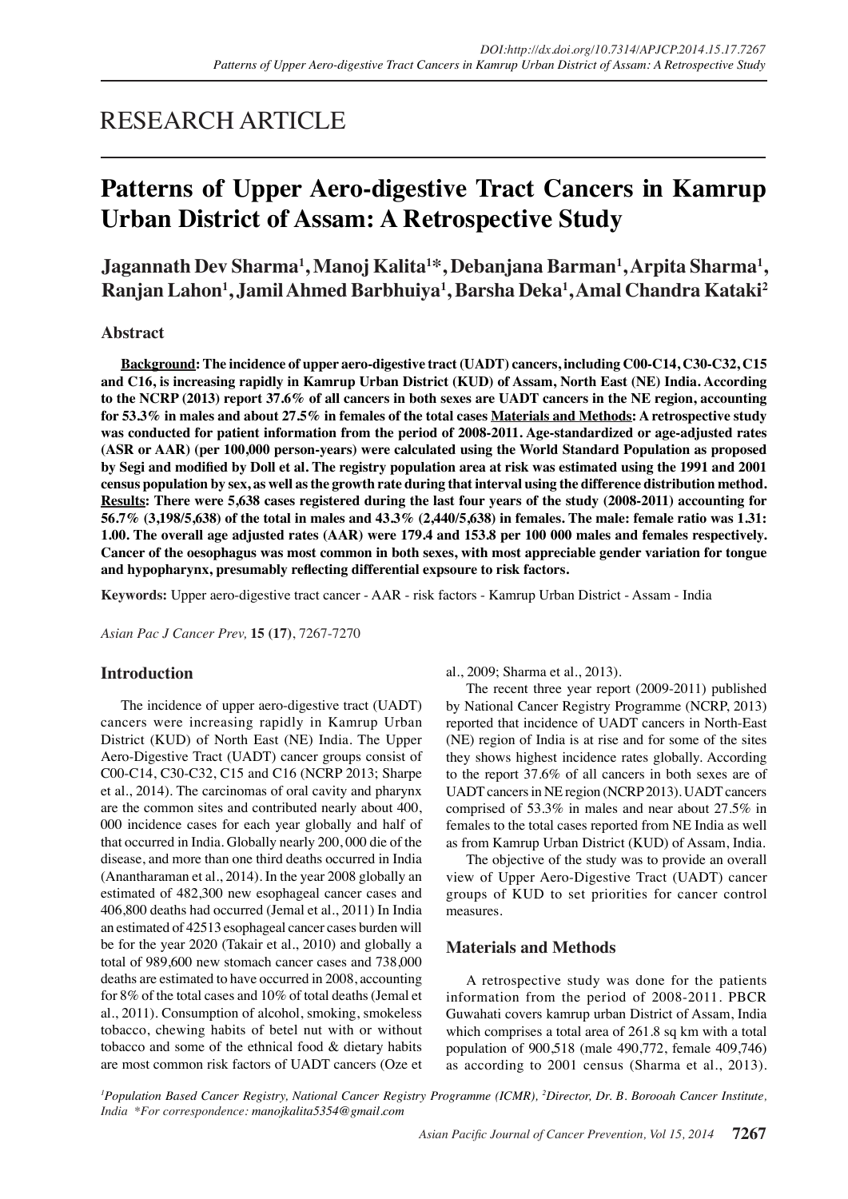RESEARCH ARTICLE

# Patterns of Upper Aero-digestive Tract Cancers in Kamrup Urban District of Assam: A Retrospective Study

**Jagannath Dev Sharma[1], Manoj Kalita[1]*, Debanjana Barman[1], Arpita Sharma[1], Ranjan Lahon[1], Jamil Ahmed Barbhuiya[1], Barsha Deka[1], Amal Chandra Kataki[2]**

## Abstract

**Background: The incidence of upper aero-digestive tract (UADT) cancers, including C00-C14, C30-C32, C15 and C16, is increasing rapidly in Kamrup Urban District (KUD) of Assam, North East (NE) India. According to the NCRP (2013) report 37.6% of all cancers in both sexes are UADT cancers in the NE region, accounting for 53.3% in males and about 27.5% in females of the total cases Materials and Methods: A retrospective study was conducted for patient information from the period of 2008-2011. Age-standardized or age-adjusted rates (ASR or AAR) (per 100,000 person-years) were calculated using the World Standard Population as proposed by Segi and modified by Doll et al. The registry population area at risk was estimated using the 1991 and 2001 census population by sex, as well as the growth rate during that interval using the difference distribution method. Results: There were 5,638 cases registered during the last four years of the study (2008-2011) accounting for 56.7% (3,198/5,638) of the total in males and 43.3% (2,440/5,638) in females. The male: female ratio was 1.31: 1.00. The overall age adjusted rates (AAR) were 179.4 and 153.8 per 100 000 males and females respectively. Cancer of the oesophagus was most common in both sexes, with most appreciable gender variation for tongue and hypopharynx, presumably reflecting differential expsoure to risk factors.**

**Keywords:** Upper aero-digestive tract cancer - AAR - risk factors - Kamrup Urban District - Assam - India

*Asian Pac J Cancer Prev,* **15 (17)**, 7267-7270

## Introduction

The incidence of upper aero-digestive tract (UADT) cancers were increasing rapidly in Kamrup Urban District (KUD) of North East (NE) India. The Upper Aero-Digestive Tract (UADT) cancer groups consist of C00-C14, C30-C32, C15 and C16 (NCRP 2013; Sharpe et al., 2014). The carcinomas of oral cavity and pharynx are the common sites and contributed nearly about 400, 000 incidence cases for each year globally and half of that occurred in India. Globally nearly 200, 000 die of the disease, and more than one third deaths occurred in India (Anantharaman et al., 2014). In the year 2008 globally an estimated of 482,300 new esophageal cancer cases and 406,800 deaths had occurred (Jemal et al., 2011) In India an estimated of 42513 esophageal cancer cases burden will be for the year 2020 (Takair et al., 2010) and globally a total of 989,600 new stomach cancer cases and 738,000 deaths are estimated to have occurred in 2008, accounting for 8% of the total cases and 10% of total deaths (Jemal et al., 2011). Consumption of alcohol, smoking, smokeless tobacco, chewing habits of betel nut with or without tobacco and some of the ethnical food & dietary habits are most common risk factors of UADT cancers (Oze et al., 2009; Sharma et al., 2013).

The recent three year report (2009-2011) published by National Cancer Registry Programme (NCRP, 2013) reported that incidence of UADT cancers in North-East (NE) region of India is at rise and for some of the sites they shows highest incidence rates globally. According to the report 37.6% of all cancers in both sexes are of UADT cancers in NE region (NCRP 2013). UADT cancers comprised of 53.3% in males and near about 27.5% in females to the total cases reported from NE India as well as from Kamrup Urban District (KUD) of Assam, India.

The objective of the study was to provide an overall view of Upper Aero-Digestive Tract (UADT) cancer groups of KUD to set priorities for cancer control measures.

## Materials and Methods

A retrospective study was done for the patients information from the period of 2008-2011. PBCR Guwahati covers kamrup urban District of Assam, India which comprises a total area of 261.8 sq km with a total population of 900,518 (male 490,772, female 409,746) as according to 2001 census (Sharma et al., 2013).

*[1]Population Based Cancer Registry, National Cancer Registry Programme (ICMR), [2]Director, Dr. B. Borooah Cancer Institute, India \*For correspondence: manojkalita5354@gmail.com*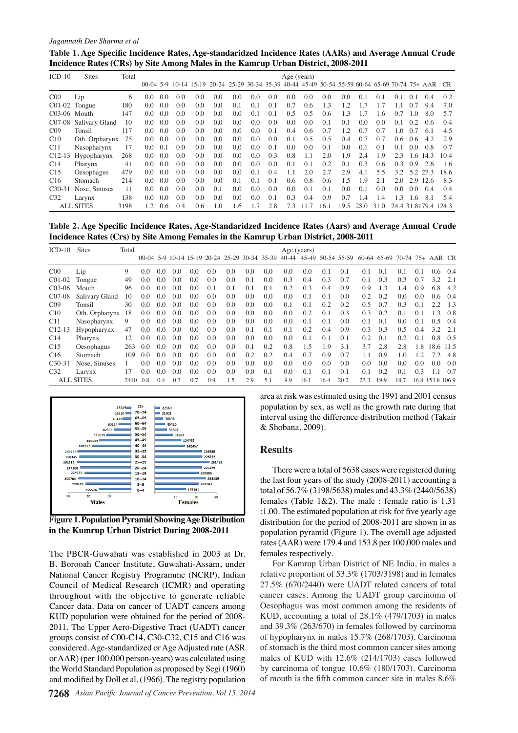**Table 1. Age Specific Incidence Rates, Age-standaridzed Incidence Rates (AARs) and Average Annual Crude Incidence Rates (CRs) by Site Among Males in the Kamrup Urban District, 2008-2011**

| ICD-10 | Sites | Total | Age (years) | | | | | | | | | | | | | | | | | |
|---|---|---|---|---|---|---|---|---|---|---|---|---|---|---|---|---|---|---|---|---|
| | | | 00-04 | 5-9 | 10-14 | 15-19 | 20-24 | 25-29 | 30-34 | 35-39 | 40-44 | 45-49 | 50-54 | 55-59 | 60-64 | 65-69 | 70-74 | 75+ | AAR | CR |
| C00 | Lip | 6 | 0.0 | 0.0 | 0.0 | 0.0 | 0.0 | 0.0 | 0.0 | 0.0 | 0.0 | 0.0 | 0.0 | 0.0 | 0.1 | 0.1 | 0.1 | 0.1 | 0.4 | 0.2 |
| C01-02 | Tongue | 180 | 0.0 | 0.0 | 0.0 | 0.0 | 0.0 | 0.1 | 0.1 | 0.1 | 0.7 | 0.6 | 1.3 | 1.2 | 1.7 | 1.7 | 1.1 | 0.7 | 9.4 | 7.0 |
| C03-06 | Mouth | 147 | 0.0 | 0.0 | 0.0 | 0.0 | 0.0 | 0.0 | 0.1 | 0.1 | 0.5 | 0.5 | 0.6 | 1.3 | 1.7 | 1.6 | 0.7 | 1.0 | 8.0 | 5.7 |
| C07-08 | Salivary Gland | 10 | 0.0 | 0.0 | 0.0 | 0.0 | 0.0 | 0.0 | 0.0 | 0.0 | 0.0 | 0.0 | 0.1 | 0.1 | 0.0 | 0.0 | 0.1 | 0.2 | 0.6 | 0.4 |
| C09 | Tonsil | 117 | 0.0 | 0.0 | 0.0 | 0.0 | 0.0 | 0.0 | 0.0 | 0.1 | 0.4 | 0.6 | 0.7 | 1.2 | 0.7 | 0.7 | 1.0 | 0.7 | 6.1 | 4.5 |
| C10 | Oth. Orpharynx | 75 | 0.0 | 0.0 | 0.0 | 0.0 | 0.0 | 0.0 | 0.0 | 0.0 | 0.1 | 0.5 | 0.5 | 0.4 | 0.7 | 0.7 | 0.6 | 0.6 | 4.2 | 2.9 |
| C11 | Nasopharynx | 17 | 0.0 | 0.1 | 0.0 | 0.0 | 0.0 | 0.0 | 0.0 | 0.1 | 0.0 | 0.0 | 0.1 | 0.0 | 0.1 | 0.1 | 0.1 | 0.0 | 0.8 | 0.7 |
| C12-13 | Hypopharynx | 268 | 0.0 | 0.0 | 0.0 | 0.0 | 0.0 | 0.0 | 0.0 | 0.3 | 0.8 | 1.1 | 2.0 | 1.9 | 2.4 | 1.9 | 2.3 | 1.6 | 14.3 | 10.4 |
| C14 | Pharynx | 41 | 0.0 | 0.0 | 0.0 | 0.0 | 0.0 | 0.0 | 0.0 | 0.0 | 0.1 | 0.1 | 0.2 | 0.1 | 0.3 | 0.6 | 0.3 | 0.9 | 2.6 | 1.6 |
| C15 | Oesophagus | 479 | 0.0 | 0.0 | 0.0 | 0.0 | 0.0 | 0.0 | 0.1 | 0.4 | 1.1 | 2.0 | 2.7 | 2.9 | 4.1 | 5.5 | 3.2 | 5.2 | 27.3 | 18.6 |
| C16 | Stomach | 214 | 0.0 | 0.0 | 0.0 | 0.0 | 0.0 | 0.0 | 0.1 | 0.1 | 0.6 | 0.8 | 0.6 | 1.5 | 1.9 | 2.1 | 2.0 | 2.9 | 12.6 | 8.3 |
| C30-31 | Nose, Sinuses | 11 | 0.0 | 0.0 | 0.0 | 0.0 | 0.1 | 0.0 | 0.0 | 0.0 | 0.0 | 0.1 | 0.1 | 0.0 | 0.1 | 0.0 | 0.0 | 0.0 | 0.4 | 0.4 |
| C32 | Larynx | 138 | 0.0 | 0.0 | 0.0 | 0.0 | 0.0 | 0.0 | 0.0 | 0.1 | 0.3 | 0.4 | 0.9 | 0.7 | 1.4 | 1.4 | 1.3 | 1.6 | 8.1 | 5.4 |
| ALL SITES | | 3198 | 1.2 | 0.6 | 0.4 | 0.6 | 1.0 | 1.6 | 1.7 | 2.8 | 7.3 | 11.7 | 16.1 | 19.5 | 28.0 | 31.0 | 24.4 | 31.8 | 179.4 | 124.3 |

**Table 2. Age Specific Incidence Rates, Age-Standaridzed Incidence Rates (Aars) and Average Annual Crude Incidence Rates (Crs) by Site Among Females in the Kamrup Urban District, 2008-2011**

| ICD-10 | Sites | Total | Age (years) | | | | | | | | | | | | | | | | | |
|---|---|---|---|---|---|---|---|---|---|---|---|---|---|---|---|---|---|---|---|---|
| | | | 00-04 | 5-9 | 10-14 | 15-19 | 20-24 | 25-29 | 30-34 | 35-39 | 40-44 | 45-49 | 50-54 | 55-59 | 60-64 | 65-69 | 70-74 | 75+ | AAR | CR |
| C00 | Lip | 9 | 0.0 | 0.0 | 0.0 | 0.0 | 0.0 | 0.0 | 0.0 | 0.0 | 0.0 | 0.0 | 0.1 | 0.1 | 0.1 | 0.1 | 0.1 | 0.1 | 0.6 | 0.4 |
| C01-02 | Tongue | 49 | 0.0 | 0.0 | 0.0 | 0.0 | 0.0 | 0.0 | 0.1 | 0.0 | 0.3 | 0.4 | 0.3 | 0.7 | 0.1 | 0.3 | 0.3 | 0.7 | 3.2 | 2.1 |
| C03-06 | Mouth | 96 | 0.0 | 0.0 | 0.0 | 0.0 | 0.1 | 0.1 | 0.1 | 0.1 | 0.2 | 0.3 | 0.4 | 0.9 | 0.9 | 1.3 | 1.4 | 0.9 | 6.8 | 4.2 |
| C07-08 | Salivary Gland | 10 | 0.0 | 0.0 | 0.0 | 0.0 | 0.0 | 0.0 | 0.0 | 0.0 | 0.0 | 0.1 | 0.1 | 0.0 | 0.2 | 0.2 | 0.0 | 0.0 | 0.6 | 0.4 |
| C09 | Tonsil | 30 | 0.0 | 0.0 | 0.0 | 0.0 | 0.0 | 0.0 | 0.0 | 0.0 | 0.1 | 0.1 | 0.2 | 0.2 | 0.5 | 0.7 | 0.3 | 0.1 | 2.2 | 1.3 |
| C10 | Oth. Orpharynx | 18 | 0.0 | 0.0 | 0.0 | 0.0 | 0.0 | 0.0 | 0.0 | 0.0 | 0.0 | 0.2 | 0.1 | 0.3 | 0.3 | 0.2 | 0.1 | 0.1 | 1.3 | 0.8 |
| C11 | Nasopharynx | 9 | 0.0 | 0.0 | 0.0 | 0.0 | 0.0 | 0.0 | 0.0 | 0.0 | 0.0 | 0.1 | 0.1 | 0.0 | 0.1 | 0.1 | 0.0 | 0.1 | 0.5 | 0.4 |
| C12-13 | Hypopharynx | 47 | 0.0 | 0.0 | 0.0 | 0.0 | 0.0 | 0.0 | 0.1 | 0.1 | 0.1 | 0.2 | 0.4 | 0.9 | 0.3 | 0.3 | 0.5 | 0.4 | 3.2 | 2.1 |
| C14 | Pharynx | 12 | 0.0 | 0.0 | 0.0 | 0.0 | 0.0 | 0.0 | 0.0 | 0.0 | 0.0 | 0.1 | 0.1 | 0.1 | 0.2 | 0.1 | 0.2 | 0.1 | 0.8 | 0.5 |
| C15 | Oesophagus | 263 | 0.0 | 0.0 | 0.0 | 0.0 | 0.0 | 0.0 | 0.1 | 0.1 | 0.8 | 1.5 | 1.9 | 3.1 | 3.7 | 2.8 | 2.8 | 1.8 | 18.6 | 11.5 |
| C16 | Stomach | 109 | 0.0 | 0.0 | 0.0 | 0.0 | 0.0 | 0.0 | 0.2 | 0.2 | 0.4 | 0.7 | 0.9 | 0.7 | 1.1 | 0.9 | 1.0 | 1.2 | 7.2 | 4.8 |
| C30-31 | Nose, Sinuses | 1 | 0.0 | 0.0 | 0.0 | 0.0 | 0.0 | 0.0 | 0.0 | 0.0 | 0.0 | 0.0 | 0.0 | 0.0 | 0.0 | 0.0 | 0.0 | 0.0 | 0.0 | 0.0 |
| C32 | Larynx | 17 | 0.0 | 0.0 | 0.0 | 0.0 | 0.0 | 0.0 | 0.0 | 0.0 | 0.0 | 0.1 | 0.1 | 0.1 | 0.1 | 0.2 | 0.1 | 0.3 | 1.1 | 0.7 |
| ALL SITES | | 2440 | 0.8 | 0.4 | 0.3 | 0.7 | 0.9 | 1.5 | 2.9 | 5.1 | 9.9 | 16.1 | 16.4 | 20.2 | 23.3 | 19.9 | 18.7 | 16.8 | 153.8 | 106.9 |

**Figure 1. Population Pyramid Showing Age Distribution in the Kumrup Urban District During 2008-2011**

The PBCR-Guwahati was established in 2003 at Dr. B. Borooah Cancer Institute, Guwahati-Assam, under National Cancer Registry Programme (NCRP), Indian Council of Medical Research (ICMR) and operating throughout with the objective to generate reliable Cancer data. Data on cancer of UADT cancers among KUD population were obtained for the period of 2008-2011. The Upper Aero-Digestive Tract (UADT) cancer groups consist of C00-C14, C30-C32, C15 and C16 was considered. Age-standardized or Age Adjusted rate (ASR or AAR) (per 100,000 person-years) was calculated using the World Standard Population as proposed by Segi (1960) and modified by Doll et al. (1966). The registry population area at risk was estimated using the 1991 and 2001 census population by sex, as well as the growth rate during that interval using the difference distribution method (Takair & Shobana, 2009).

## Results

There were a total of 5638 cases were registered during the last four years of the study (2008-2011) accounting a total of 56.7% (3198/5638) males and 43.3% (2440/5638) females (Table 1&2). The male : female ratio is 1.31 :1.00. The estimated population at risk for five yearly age distribution for the period of 2008-2011 are shown in as population pyramid (Figure 1). The overall age adjusted rates (AAR) were 179.4 and 153.8 per 100,000 males and females respectively.

For Kamrup Urban District of NE India, in males a relative proportion of 53.3% (1703/3198) and in females 27.5% (670/2440) were UADT related cancers of total cancer cases. Among the UADT group carcinoma of Oesophagus was most common among the residents of KUD, accounting a total of 28.1% (479/1703) in males and 39.3% (263/670) in females followed by carcinoma of hypopharynx in males 15.7% (268/1703). Carcinoma of stomach is the third most common cancer sites among males of KUD with 12.6% (214/1703) cases followed by carcinoma of tongue 10.6% (180/1703). Carcinoma of mouth is the fifth common cancer site in males 8.6%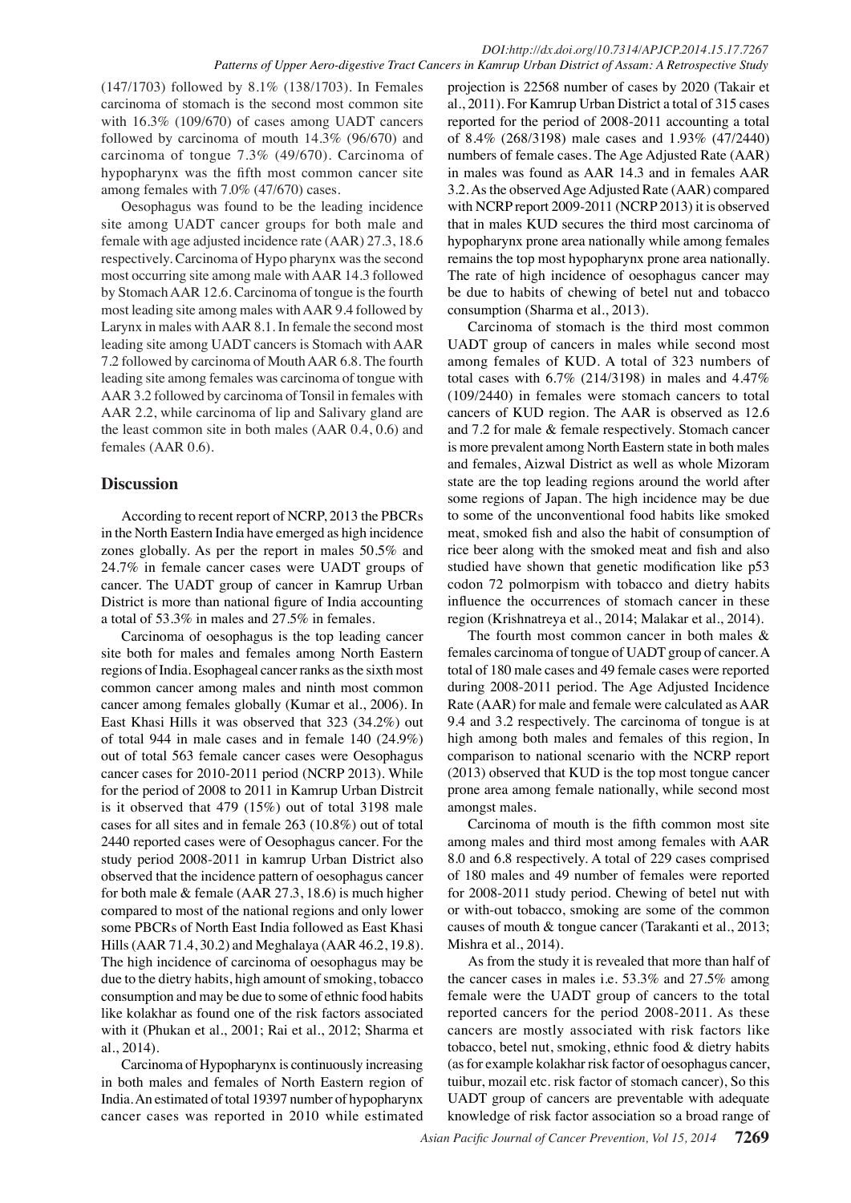(147/1703) followed by 8.1% (138/1703). In Females carcinoma of stomach is the second most common site with 16.3% (109/670) of cases among UADT cancers followed by carcinoma of mouth 14.3% (96/670) and carcinoma of tongue 7.3% (49/670). Carcinoma of hypopharynx was the fifth most common cancer site among females with 7.0% (47/670) cases.

Oesophagus was found to be the leading incidence site among UADT cancer groups for both male and female with age adjusted incidence rate (AAR) 27.3, 18.6 respectively. Carcinoma of Hypo pharynx was the second most occurring site among male with AAR 14.3 followed by Stomach AAR 12.6. Carcinoma of tongue is the fourth most leading site among males with AAR 9.4 followed by Larynx in males with AAR 8.1. In female the second most leading site among UADT cancers is Stomach with AAR 7.2 followed by carcinoma of Mouth AAR 6.8. The fourth leading site among females was carcinoma of tongue with AAR 3.2 followed by carcinoma of Tonsil in females with AAR 2.2, while carcinoma of lip and Salivary gland are the least common site in both males (AAR 0.4, 0.6) and females (AAR 0.6).

## Discussion

According to recent report of NCRP, 2013 the PBCRs in the North Eastern India have emerged as high incidence zones globally. As per the report in males 50.5% and 24.7% in female cancer cases were UADT groups of cancer. The UADT group of cancer in Kamrup Urban District is more than national figure of India accounting a total of 53.3% in males and 27.5% in females.

Carcinoma of oesophagus is the top leading cancer site both for males and females among North Eastern regions of India. Esophageal cancer ranks as the sixth most common cancer among males and ninth most common cancer among females globally (Kumar et al., 2006). In East Khasi Hills it was observed that 323 (34.2%) out of total 944 in male cases and in female 140 (24.9%) out of total 563 female cancer cases were Oesophagus cancer cases for 2010-2011 period (NCRP 2013). While for the period of 2008 to 2011 in Kamrup Urban Distrcit is it observed that 479 (15%) out of total 3198 male cases for all sites and in female 263 (10.8%) out of total 2440 reported cases were of Oesophagus cancer. For the study period 2008-2011 in kamrup Urban District also observed that the incidence pattern of oesophagus cancer for both male & female (AAR 27.3, 18.6) is much higher compared to most of the national regions and only lower some PBCRs of North East India followed as East Khasi Hills (AAR 71.4, 30.2) and Meghalaya (AAR 46.2, 19.8). The high incidence of carcinoma of oesophagus may be due to the dietry habits, high amount of smoking, tobacco consumption and may be due to some of ethnic food habits like kolakhar as found one of the risk factors associated with it (Phukan et al., 2001; Rai et al., 2012; Sharma et al., 2014).

Carcinoma of Hypopharynx is continuously increasing in both males and females of North Eastern region of India. An estimated of total 19397 number of hypopharynx cancer cases was reported in 2010 while estimated projection is 22568 number of cases by 2020 (Takair et al., 2011). For Kamrup Urban District a total of 315 cases reported for the period of 2008-2011 accounting a total of 8.4% (268/3198) male cases and 1.93% (47/2440) numbers of female cases. The Age Adjusted Rate (AAR) in males was found as AAR 14.3 and in females AAR 3.2. As the observed Age Adjusted Rate (AAR) compared with NCRP report 2009-2011 (NCRP 2013) it is observed that in males KUD secures the third most carcinoma of hypopharynx prone area nationally while among females remains the top most hypopharynx prone area nationally. The rate of high incidence of oesophagus cancer may be due to habits of chewing of betel nut and tobacco consumption (Sharma et al., 2013).

Carcinoma of stomach is the third most common UADT group of cancers in males while second most among females of KUD. A total of 323 numbers of total cases with 6.7% (214/3198) in males and 4.47% (109/2440) in females were stomach cancers to total cancers of KUD region. The AAR is observed as 12.6 and 7.2 for male & female respectively. Stomach cancer is more prevalent among North Eastern state in both males and females, Aizwal District as well as whole Mizoram state are the top leading regions around the world after some regions of Japan. The high incidence may be due to some of the unconventional food habits like smoked meat, smoked fish and also the habit of consumption of rice beer along with the smoked meat and fish and also studied have shown that genetic modification like p53 codon 72 polmorpism with tobacco and dietry habits influence the occurrences of stomach cancer in these region (Krishnatreya et al., 2014; Malakar et al., 2014).

The fourth most common cancer in both males & females carcinoma of tongue of UADT group of cancer. A total of 180 male cases and 49 female cases were reported during 2008-2011 period. The Age Adjusted Incidence Rate (AAR) for male and female were calculated as AAR 9.4 and 3.2 respectively. The carcinoma of tongue is at high among both males and females of this region, In comparison to national scenario with the NCRP report (2013) observed that KUD is the top most tongue cancer prone area among female nationally, while second most amongst males.

Carcinoma of mouth is the fifth common most site among males and third most among females with AAR 8.0 and 6.8 respectively. A total of 229 cases comprised of 180 males and 49 number of females were reported for 2008-2011 study period. Chewing of betel nut with or with-out tobacco, smoking are some of the common causes of mouth & tongue cancer (Tarakanti et al., 2013; Mishra et al., 2014).

As from the study it is revealed that more than half of the cancer cases in males i.e. 53.3% and 27.5% among female were the UADT group of cancers to the total reported cancers for the period 2008-2011. As these cancers are mostly associated with risk factors like tobacco, betel nut, smoking, ethnic food & dietry habits (as for example kolakhar risk factor of oesophagus cancer, tuibur, mozail etc. risk factor of stomach cancer), So this UADT group of cancers are preventable with adequate knowledge of risk factor association so a broad range of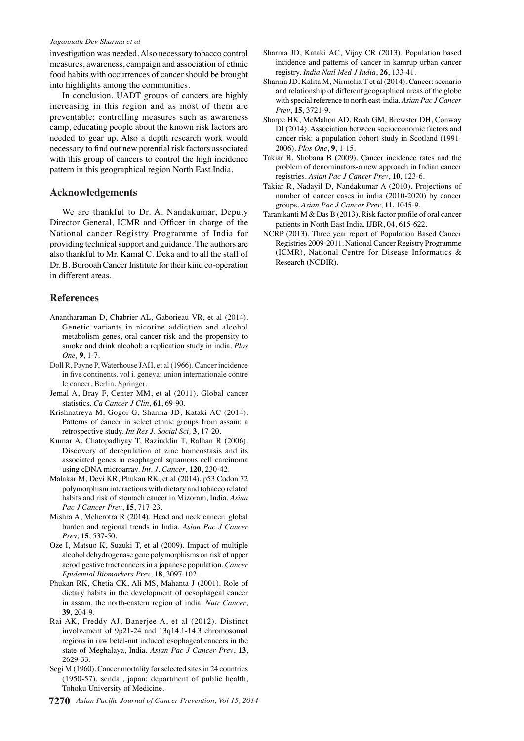investigation was needed. Also necessary tobacco control measures, awareness, campaign and association of ethnic food habits with occurrences of cancer should be brought into highlights among the communities.

In conclusion. UADT groups of cancers are highly increasing in this region and as most of them are preventable; controlling measures such as awareness camp, educating people about the known risk factors are needed to gear up. Also a depth research work would necessary to find out new potential risk factors associated with this group of cancers to control the high incidence pattern in this geographical region North East India.

## Acknowledgements

We are thankful to Dr. A. Nandakumar, Deputy Director General, ICMR and Officer in charge of the National cancer Registry Programme of India for providing technical support and guidance. The authors are also thankful to Mr. Kamal C. Deka and to all the staff of Dr. B. Borooah Cancer Institute for their kind co-operation in different areas.

## References

Anantharaman D, Chabrier AL, Gaborieau VR, et al (2014). Genetic variants in nicotine addiction and alcohol metabolism genes, oral cancer risk and the propensity to smoke and drink alcohol: a replication study in india. *Plos One,* **9**, 1-7.

Doll R, Payne P, Waterhouse JAH, et al (1966). Cancer incidence in five continents. vol i. geneva: union internationale contre le cancer, Berlin, Springer.

Jemal A, Bray F, Center MM, et al (2011). Global cancer statistics. *Ca Cancer J Clin*, **61**, 69-90.

Krishnatreya M, Gogoi G, Sharma JD, Kataki AC (2014). Patterns of cancer in select ethnic groups from assam: a retrospective study. *Int Res J. Social Sci,* **3**, 17-20.

Kumar A, Chatopadhyay T, Raziuddin T, Ralhan R (2006). Discovery of deregulation of zinc homeostasis and its associated genes in esophageal squamous cell carcinoma using cDNA microarray. *Int. J. Cancer*, **120**, 230-42.

Malakar M, Devi KR, Phukan RK, et al (2014). p53 Codon 72 polymorphism interactions with dietary and tobacco related habits and risk of stomach cancer in Mizoram, India. *Asian Pac J Cancer Prev*, **15**, 717-23.

Mishra A, Meherotra R (2014). Head and neck cancer: global burden and regional trends in India. *Asian Pac J Cancer Prev*, **15**, 537-50.

Oze I, Matsuo K, Suzuki T, et al (2009). Impact of multiple alcohol dehydrogenase gene polymorphisms on risk of upper aerodigestive tract cancers in a japanese population. *Cancer Epidemiol Biomarkers Prev*, **18**, 3097-102.

Phukan RK, Chetia CK, Ali MS, Mahanta J (2001). Role of dietary habits in the development of oesophageal cancer in assam, the north-eastern region of india. *Nutr Cancer*, **39**, 204-9.

Rai AK, Freddy AJ, Banerjee A, et al (2012). Distinct involvement of 9p21-24 and 13q14.1-14.3 chromosomal regions in raw betel-nut induced esophageal cancers in the state of Meghalaya, India. *Asian Pac J Cancer Prev*, **13**, 2629-33.

Segi M (1960). Cancer mortality for selected sites in 24 countries (1950-57). sendai, japan: department of public health, Tohoku University of Medicine.

Sharma JD, Kataki AC, Vijay CR (2013). Population based incidence and patterns of cancer in kamrup urban cancer registry. *India Natl Med J India*, **26**, 133-41.

Sharma JD, Kalita M, Nirmolia T et al (2014). Cancer: scenario and relationship of different geographical areas of the globe with special reference to north east-india. *Asian Pac J Cancer Prev*, **15**, 3721-9.

Sharpe HK, McMahon AD, Raab GM, Brewster DH, Conway DI (2014). Association between socioeconomic factors and cancer risk: a population cohort study in Scotland (1991-2006). *Plos One*, **9**, 1-15.

Takiar R, Shobana B (2009). Cancer incidence rates and the problem of denominators-a new approach in Indian cancer registries. *Asian Pac J Cancer Prev*, **10**, 123-6.

Takiar R, Nadayil D, Nandakumar A (2010). Projections of number of cancer cases in india (2010-2020) by cancer groups. *Asian Pac J Cancer Prev*, **11**, 1045-9.

Taranikanti M & Das B (2013). Risk factor profile of oral cancer patients in North East India. IJBR, 04, 615-622.

NCRP (2013). Three year report of Population Based Cancer Registries 2009-2011. National Cancer Registry Programme (ICMR), National Centre for Disease Informatics & Research (NCDIR).